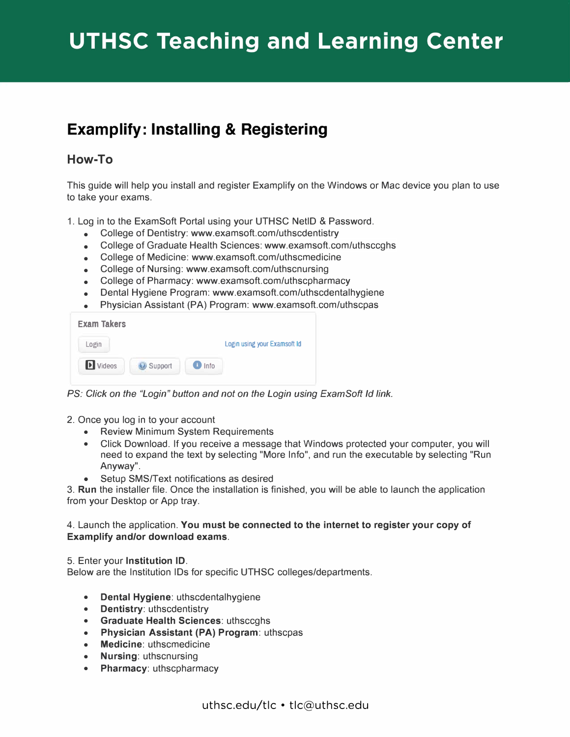# UTHSC Teaching and Learning Center

## Examplify: Installing & Registering

### How-To

This guide will help you install and register Examplify on the Windows or Mac device you plan to use to take your exams.

1. Log in to the ExamSoft Portal using your UTHSC NetID & Password.
   - College of Dentistry: www.examsoft.com/uthscdentistry
   - College of Graduate Health Sciences: www.examsoft.com/uthsccghs
   - College of Medicine: www.examsoft.com/uthscmedicine
   - College of Nursing: www.examsoft.com/uthscnursing
   - College of Pharmacy: www.examsoft.com/uthscpharmacy
   - Dental Hygiene Program: www.examsoft.com/uthscdentalhygiene
   - Physician Assistant (PA) Program: www.examsoft.com/uthscpas

Exam Takers

Login | Login using your Examsoft Id

Videos | Support | Info

*PS: Click on the "Login" button and not on the Login using ExamSoft Id link.*

2. Once you log in to your account
   - Review Minimum System Requirements
   - Click Download. If you receive a message that Windows protected your computer, you will need to expand the text by selecting "More Info", and run the executable by selecting "Run Anyway".
   - Setup SMS/Text notifications as desired

3. **Run** the installer file. Once the installation is finished, you will be able to launch the application from your Desktop or App tray.

4. Launch the application. **You must be connected to the internet to register your copy of Examplify and/or download exams**.

5. Enter your **Institution ID**.
Below are the Institution IDs for specific UTHSC colleges/departments.

   - **Dental Hygiene**: uthscdentalhygiene
   - **Dentistry**: uthscdentistry
   - **Graduate Health Sciences**: uthsccghs
   - **Physician Assistant (PA) Program**: uthscpas
   - **Medicine**: uthscmedicine
   - **Nursing**: uthscnursing
   - **Pharmacy**: uthscpharmacy

uthsc.edu/tlc • tlc@uthsc.edu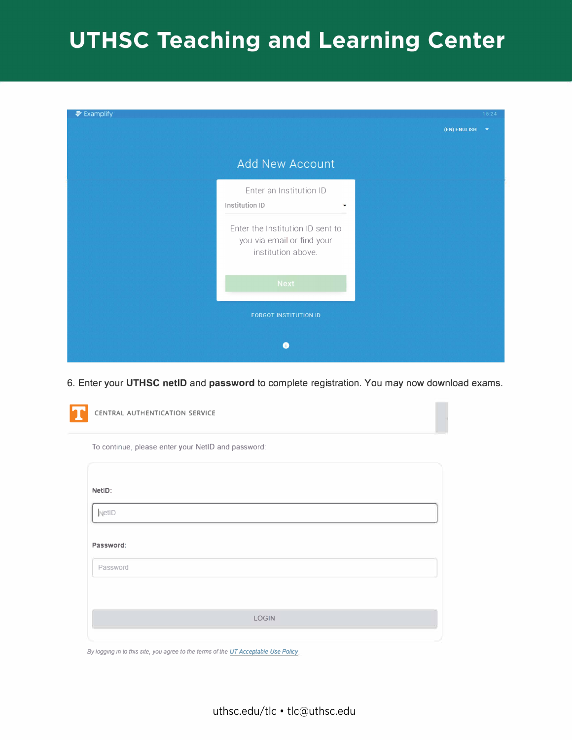# UTHSC Teaching and Learning Center

Examplify

15:24

(EN) ENGLISH

Add New Account

Enter an Institution ID

Institution ID

Enter the Institution ID sent to you via email or find your institution above.

Next

FORGOT INSTITUTION ID

6. Enter your **UTHSC netID** and **password** to complete registration. You may now download exams.

CENTRAL AUTHENTICATION SERVICE

To continue, please enter your NetID and password:

**NetID:**

NetID

**Password:**

Password

LOGIN

*By logging in to this site, you agree to the terms of the UT Acceptable Use Policy*

uthsc.edu/tlc • tlc@uthsc.edu